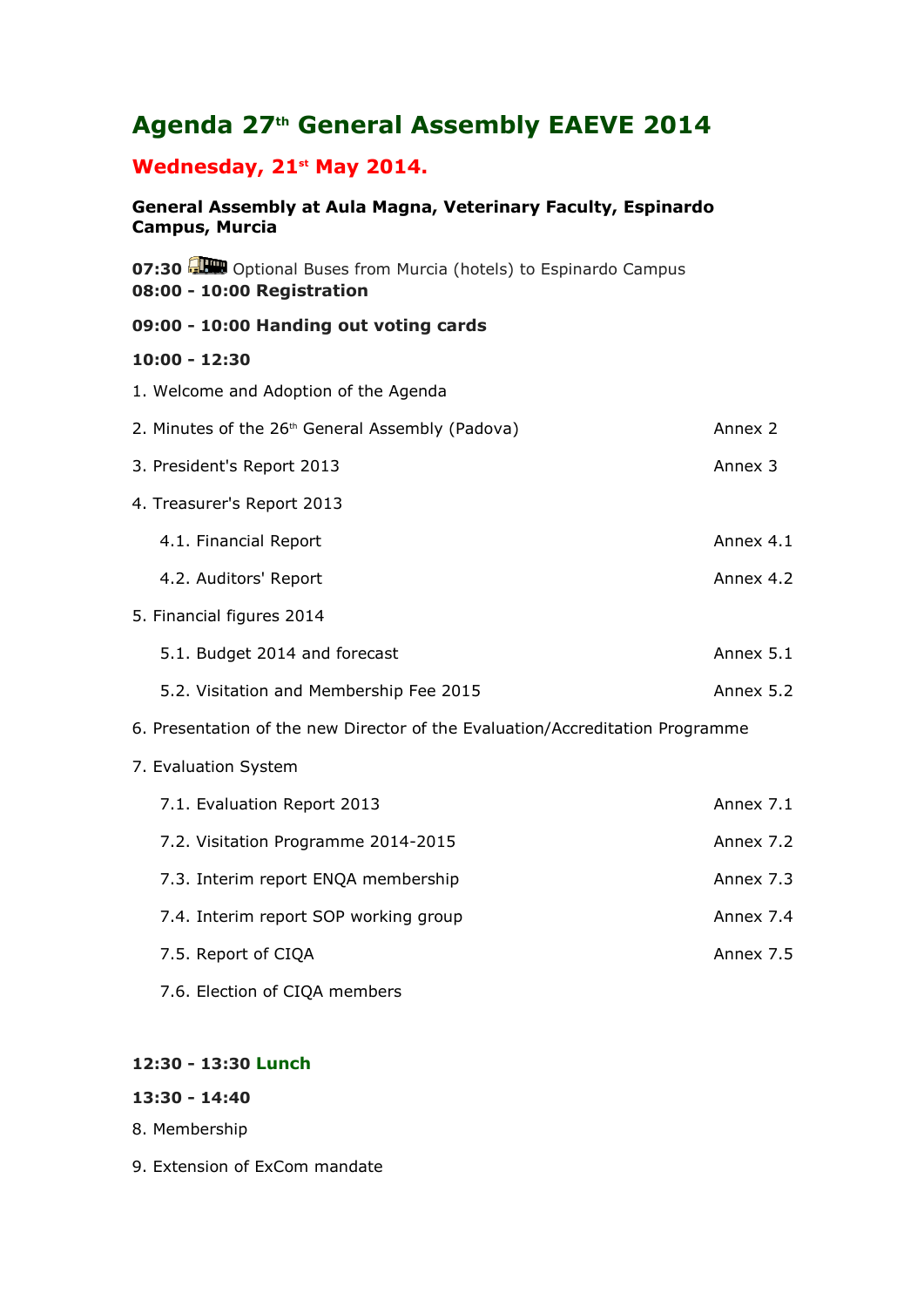# Agenda 27th General Assembly EAEVE 2014

## Wednesday, 21st May 2014.

**General Assembly at Aula Magna, Veterinary Faculty, Espinardo Campus, Murcia**

**07:30** Optional Buses from Murcia (hotels) to Espinardo Campus
**08:00 - 10:00 Registration**

**09:00 - 10:00 Handing out voting cards**

**10:00 - 12:30**

| | |
|---|---|
| 1. Welcome and Adoption of the Agenda | |
| 2. Minutes of the 26th General Assembly (Padova) | Annex 2 |
| 3. President's Report 2013 | Annex 3 |
| 4. Treasurer's Report 2013 | |
| 4.1. Financial Report | Annex 4.1 |
| 4.2. Auditors' Report | Annex 4.2 |
| 5. Financial figures 2014 | |
| 5.1. Budget 2014 and forecast | Annex 5.1 |
| 5.2. Visitation and Membership Fee 2015 | Annex 5.2 |
| 6. Presentation of the new Director of the Evaluation/Accreditation Programme | |
| 7. Evaluation System | |
| 7.1. Evaluation Report 2013 | Annex 7.1 |
| 7.2. Visitation Programme 2014-2015 | Annex 7.2 |
| 7.3. Interim report ENQA membership | Annex 7.3 |
| 7.4. Interim report SOP working group | Annex 7.4 |
| 7.5. Report of CIQA | Annex 7.5 |
| 7.6. Election of CIQA members | |

**12:30 - 13:30 Lunch**

**13:30 - 14:40**

8. Membership

9. Extension of ExCom mandate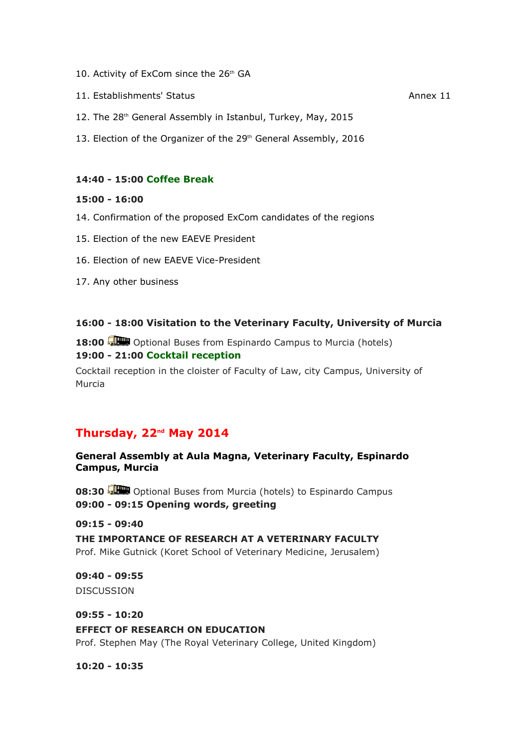10. Activity of ExCom since the 26th GA

11. Establishments' Status Annex 11

12. The 28th General Assembly in Istanbul, Turkey, May, 2015

13. Election of the Organizer of the 29th General Assembly, 2016

**14:40 - 15:00 Coffee Break**

**15:00 - 16:00**

14. Confirmation of the proposed ExCom candidates of the regions

15. Election of the new EAEVE President

16. Election of new EAEVE Vice-President

17. Any other business

**16:00 - 18:00 Visitation to the Veterinary Faculty, University of Murcia**

**18:00** Optional Buses from Espinardo Campus to Murcia (hotels)
**19:00 - 21:00 Cocktail reception**

Cocktail reception in the cloister of Faculty of Law, city Campus, University of Murcia

## Thursday, 22nd May 2014

**General Assembly at Aula Magna, Veterinary Faculty, Espinardo Campus, Murcia**

**08:30** Optional Buses from Murcia (hotels) to Espinardo Campus
**09:00 - 09:15 Opening words, greeting**

**09:15 - 09:40**
**THE IMPORTANCE OF RESEARCH AT A VETERINARY FACULTY**
Prof. Mike Gutnick (Koret School of Veterinary Medicine, Jerusalem)

**09:40 - 09:55**
DISCUSSION

**09:55 - 10:20**
**EFFECT OF RESEARCH ON EDUCATION**
Prof. Stephen May (The Royal Veterinary College, United Kingdom)

**10:20 - 10:35**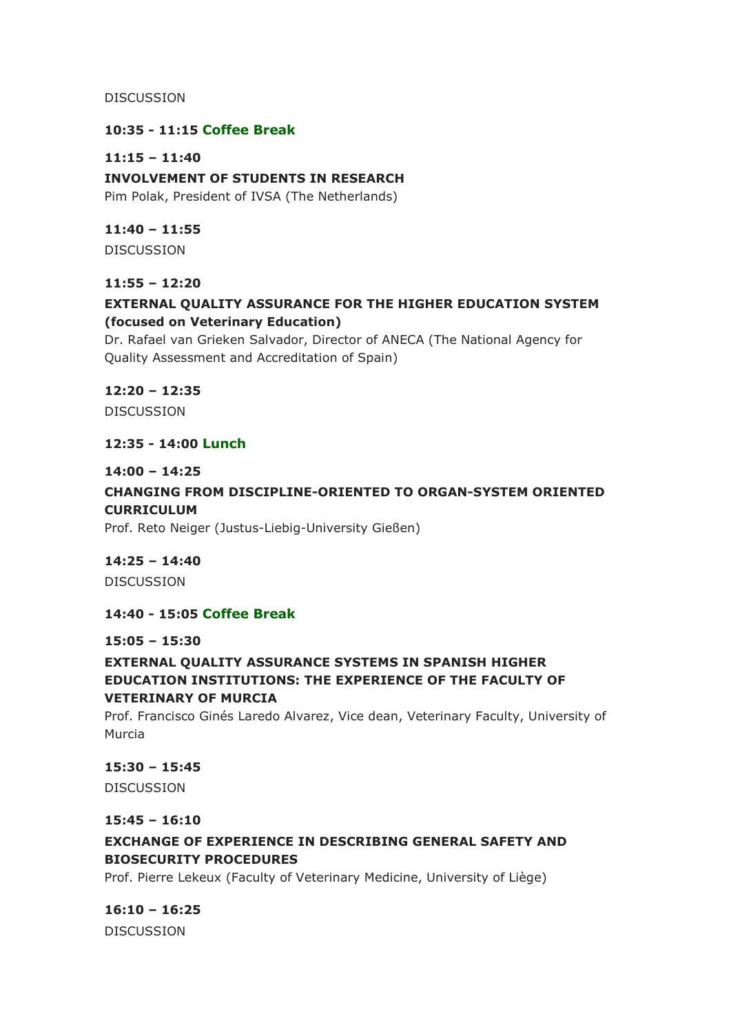DISCUSSION

**10:35 - 11:15 Coffee Break**

**11:15 – 11:40**

**INVOLVEMENT OF STUDENTS IN RESEARCH**

Pim Polak, President of IVSA (The Netherlands)

**11:40 – 11:55**

DISCUSSION

**11:55 – 12:20**

**EXTERNAL QUALITY ASSURANCE FOR THE HIGHER EDUCATION SYSTEM (focused on Veterinary Education)**

Dr. Rafael van Grieken Salvador, Director of ANECA (The National Agency for Quality Assessment and Accreditation of Spain)

**12:20 – 12:35**

DISCUSSION

**12:35 - 14:00 Lunch**

**14:00 – 14:25**

**CHANGING FROM DISCIPLINE-ORIENTED TO ORGAN-SYSTEM ORIENTED CURRICULUM**

Prof. Reto Neiger (Justus-Liebig-University Gießen)

**14:25 – 14:40**

DISCUSSION

**14:40 - 15:05 Coffee Break**

**15:05 – 15:30**

**EXTERNAL QUALITY ASSURANCE SYSTEMS IN SPANISH HIGHER EDUCATION INSTITUTIONS: THE EXPERIENCE OF THE FACULTY OF VETERINARY OF MURCIA**

Prof. Francisco Ginés Laredo Alvarez, Vice dean, Veterinary Faculty, University of Murcia

**15:30 – 15:45**

DISCUSSION

**15:45 – 16:10**

**EXCHANGE OF EXPERIENCE IN DESCRIBING GENERAL SAFETY AND BIOSECURITY PROCEDURES**

Prof. Pierre Lekeux (Faculty of Veterinary Medicine, University of Liège)

**16:10 – 16:25**

DISCUSSION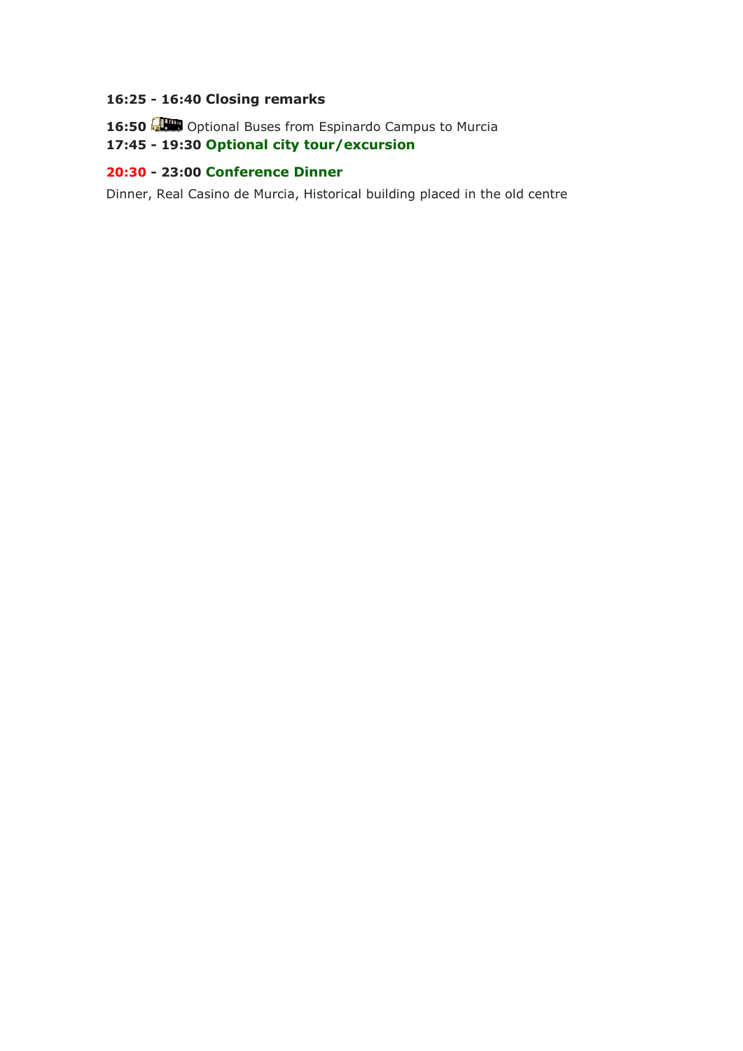**16:25 - 16:40 Closing remarks**

**16:50** Optional Buses from Espinardo Campus to Murcia

**17:45 - 19:30 Optional city tour/excursion**

**20:30 - 23:00 Conference Dinner**

Dinner, Real Casino de Murcia, Historical building placed in the old centre